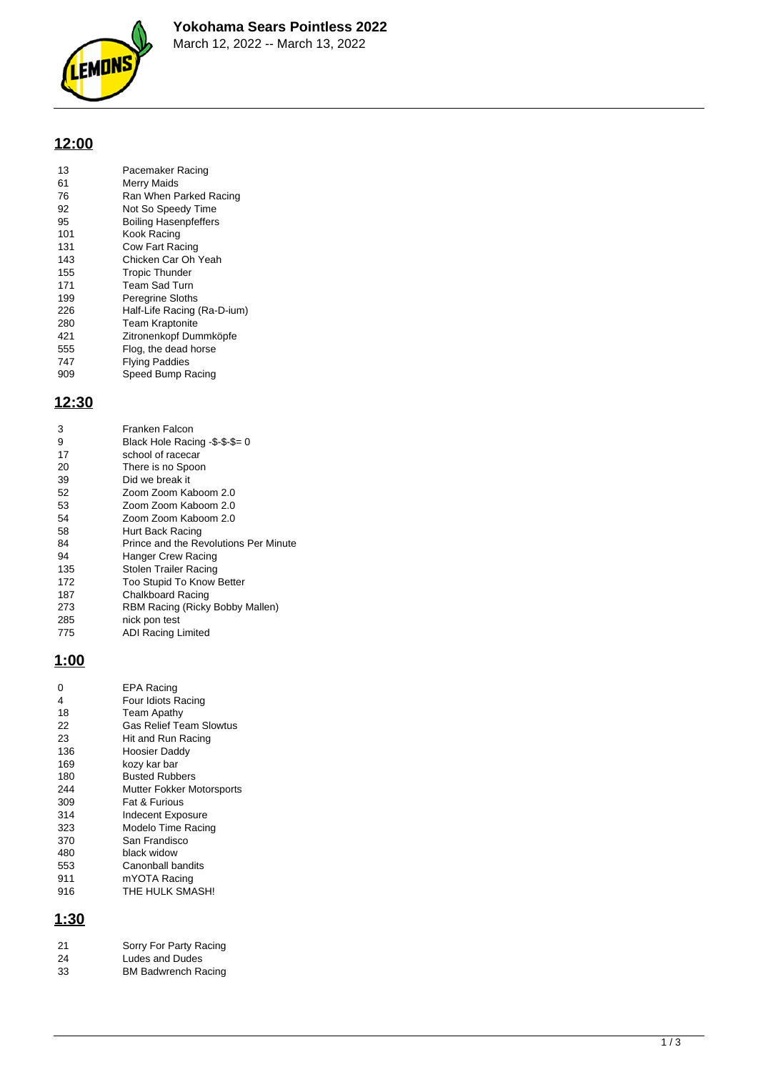# Yokohama Sears Pointless 2022

March 12, 2022 -- March 13, 2022

## 12:00

| | |
|---|---|
| 13 | Pacemaker Racing |
| 61 | Merry Maids |
| 76 | Ran When Parked Racing |
| 92 | Not So Speedy Time |
| 95 | Boiling Hasenpfeffers |
| 101 | Kook Racing |
| 131 | Cow Fart Racing |
| 143 | Chicken Car Oh Yeah |
| 155 | Tropic Thunder |
| 171 | Team Sad Turn |
| 199 | Peregrine Sloths |
| 226 | Half-Life Racing (Ra-D-ium) |
| 280 | Team Kraptonite |
| 421 | Zitronenkopf Dummköpfe |
| 555 | Flog, the dead horse |
| 747 | Flying Paddies |
| 909 | Speed Bump Racing |

## 12:30

| | |
|---|---|
| 3 | Franken Falcon |
| 9 | Black Hole Racing -$-$-$= 0 |
| 17 | school of racecar |
| 20 | There is no Spoon |
| 39 | Did we break it |
| 52 | Zoom Zoom Kaboom 2.0 |
| 53 | Zoom Zoom Kaboom 2.0 |
| 54 | Zoom Zoom Kaboom 2.0 |
| 58 | Hurt Back Racing |
| 84 | Prince and the Revolutions Per Minute |
| 94 | Hanger Crew Racing |
| 135 | Stolen Trailer Racing |
| 172 | Too Stupid To Know Better |
| 187 | Chalkboard Racing |
| 273 | RBM Racing (Ricky Bobby Mallen) |
| 285 | nick pon test |
| 775 | ADI Racing Limited |

## 1:00

| | |
|---|---|
| 0 | EPA Racing |
| 4 | Four Idiots Racing |
| 18 | Team Apathy |
| 22 | Gas Relief Team Slowtus |
| 23 | Hit and Run Racing |
| 136 | Hoosier Daddy |
| 169 | kozy kar bar |
| 180 | Busted Rubbers |
| 244 | Mutter Fokker Motorsports |
| 309 | Fat & Furious |
| 314 | Indecent Exposure |
| 323 | Modelo Time Racing |
| 370 | San Frandisco |
| 480 | black widow |
| 553 | Canonball bandits |
| 911 | mYOTA Racing |
| 916 | THE HULK SMASH! |

## 1:30

| | |
|---|---|
| 21 | Sorry For Party Racing |
| 24 | Ludes and Dudes |
| 33 | BM Badwrench Racing |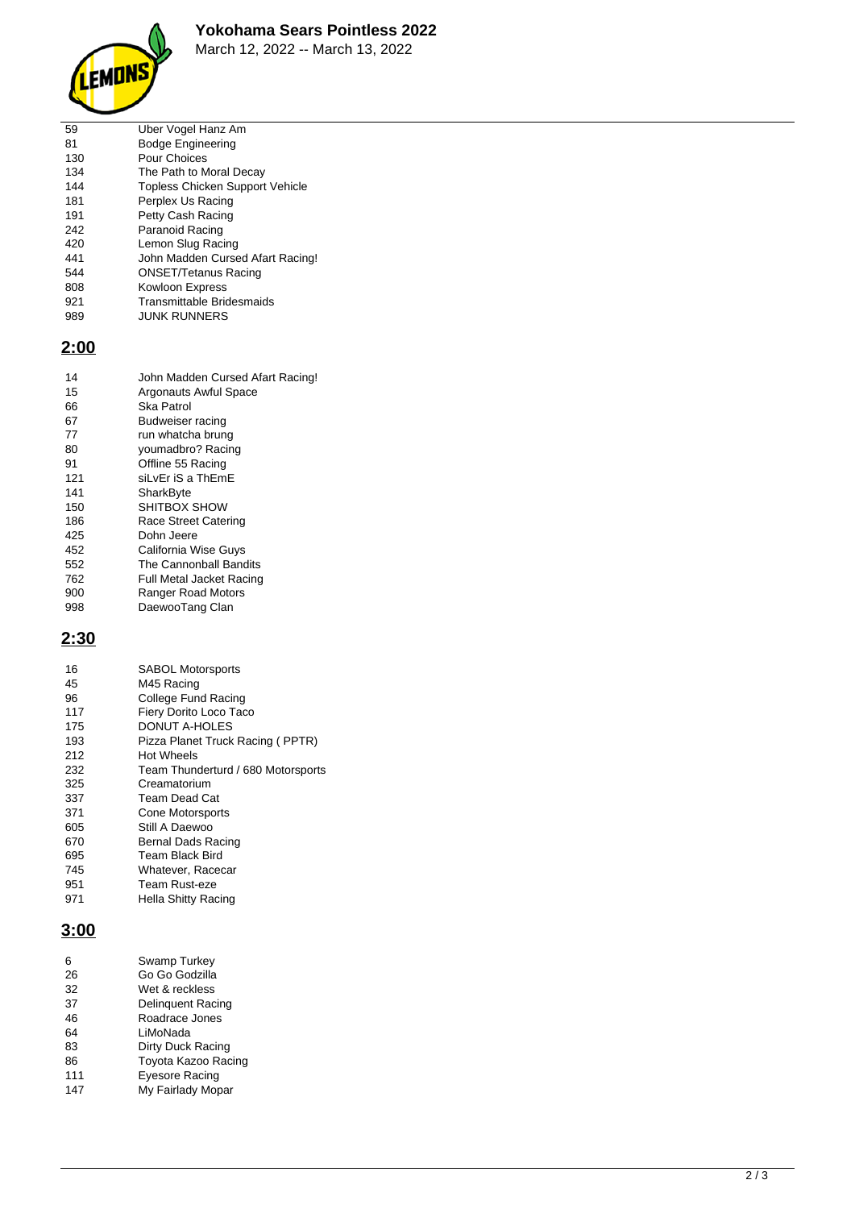# Yokohama Sears Pointless 2022

March 12, 2022 -- March 13, 2022

| | |
|---|---|
| 59 | Uber Vogel Hanz Am |
| 81 | Bodge Engineering |
| 130 | Pour Choices |
| 134 | The Path to Moral Decay |
| 144 | Topless Chicken Support Vehicle |
| 181 | Perplex Us Racing |
| 191 | Petty Cash Racing |
| 242 | Paranoid Racing |
| 420 | Lemon Slug Racing |
| 441 | John Madden Cursed Afart Racing! |
| 544 | ONSET/Tetanus Racing |
| 808 | Kowloon Express |
| 921 | Transmittable Bridesmaids |
| 989 | JUNK RUNNERS |

## 2:00

| | |
|---|---|
| 14 | John Madden Cursed Afart Racing! |
| 15 | Argonauts Awful Space |
| 66 | Ska Patrol |
| 67 | Budweiser racing |
| 77 | run whatcha brung |
| 80 | youmadbro? Racing |
| 91 | Offline 55 Racing |
| 121 | siLvEr iS a ThEmE |
| 141 | SharkByte |
| 150 | SHITBOX SHOW |
| 186 | Race Street Catering |
| 425 | Dohn Jeere |
| 452 | California Wise Guys |
| 552 | The Cannonball Bandits |
| 762 | Full Metal Jacket Racing |
| 900 | Ranger Road Motors |
| 998 | DaewooTang Clan |

## 2:30

| | |
|---|---|
| 16 | SABOL Motorsports |
| 45 | M45 Racing |
| 96 | College Fund Racing |
| 117 | Fiery Dorito Loco Taco |
| 175 | DONUT A-HOLES |
| 193 | Pizza Planet Truck Racing ( PPTR) |
| 212 | Hot Wheels |
| 232 | Team Thunderturd / 680 Motorsports |
| 325 | Creamatorium |
| 337 | Team Dead Cat |
| 371 | Cone Motorsports |
| 605 | Still A Daewoo |
| 670 | Bernal Dads Racing |
| 695 | Team Black Bird |
| 745 | Whatever, Racecar |
| 951 | Team Rust-eze |
| 971 | Hella Shitty Racing |

## 3:00

| | |
|---|---|
| 6 | Swamp Turkey |
| 26 | Go Go Godzilla |
| 32 | Wet & reckless |
| 37 | Delinquent Racing |
| 46 | Roadrace Jones |
| 64 | LiMoNada |
| 83 | Dirty Duck Racing |
| 86 | Toyota Kazoo Racing |
| 111 | Eyesore Racing |
| 147 | My Fairlady Mopar |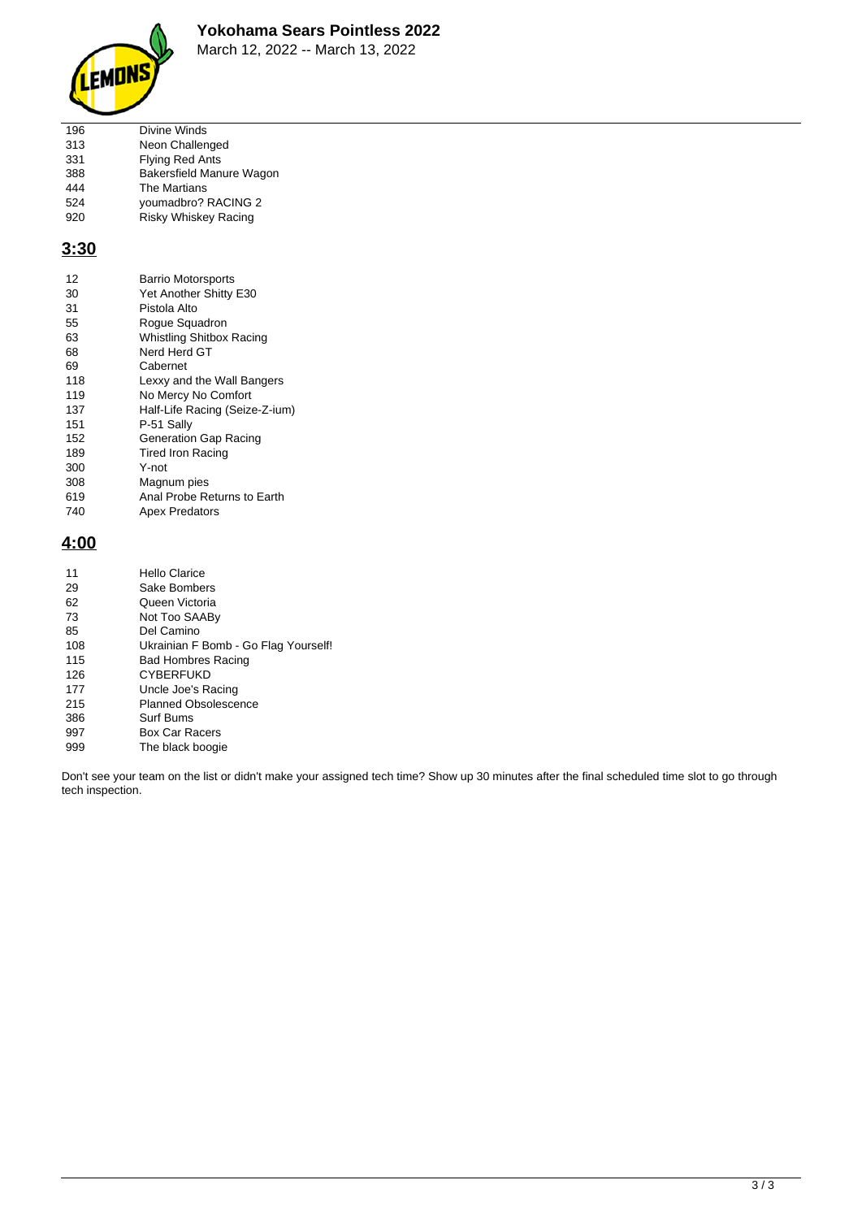# Yokohama Sears Pointless 2022

March 12, 2022 -- March 13, 2022

| | |
|---|---|
| 196 | Divine Winds |
| 313 | Neon Challenged |
| 331 | Flying Red Ants |
| 388 | Bakersfield Manure Wagon |
| 444 | The Martians |
| 524 | youmadbro? RACING 2 |
| 920 | Risky Whiskey Racing |

## 3:30

| | |
|---|---|
| 12 | Barrio Motorsports |
| 30 | Yet Another Shitty E30 |
| 31 | Pistola Alto |
| 55 | Rogue Squadron |
| 63 | Whistling Shitbox Racing |
| 68 | Nerd Herd GT |
| 69 | Cabernet |
| 118 | Lexxy and the Wall Bangers |
| 119 | No Mercy No Comfort |
| 137 | Half-Life Racing (Seize-Z-ium) |
| 151 | P-51 Sally |
| 152 | Generation Gap Racing |
| 189 | Tired Iron Racing |
| 300 | Y-not |
| 308 | Magnum pies |
| 619 | Anal Probe Returns to Earth |
| 740 | Apex Predators |

## 4:00

| | |
|---|---|
| 11 | Hello Clarice |
| 29 | Sake Bombers |
| 62 | Queen Victoria |
| 73 | Not Too SAABy |
| 85 | Del Camino |
| 108 | Ukrainian F Bomb - Go Flag Yourself! |
| 115 | Bad Hombres Racing |
| 126 | CYBERFUKD |
| 177 | Uncle Joe's Racing |
| 215 | Planned Obsolescence |
| 386 | Surf Bums |
| 997 | Box Car Racers |
| 999 | The black boogie |

Don't see your team on the list or didn't make your assigned tech time? Show up 30 minutes after the final scheduled time slot to go through tech inspection.